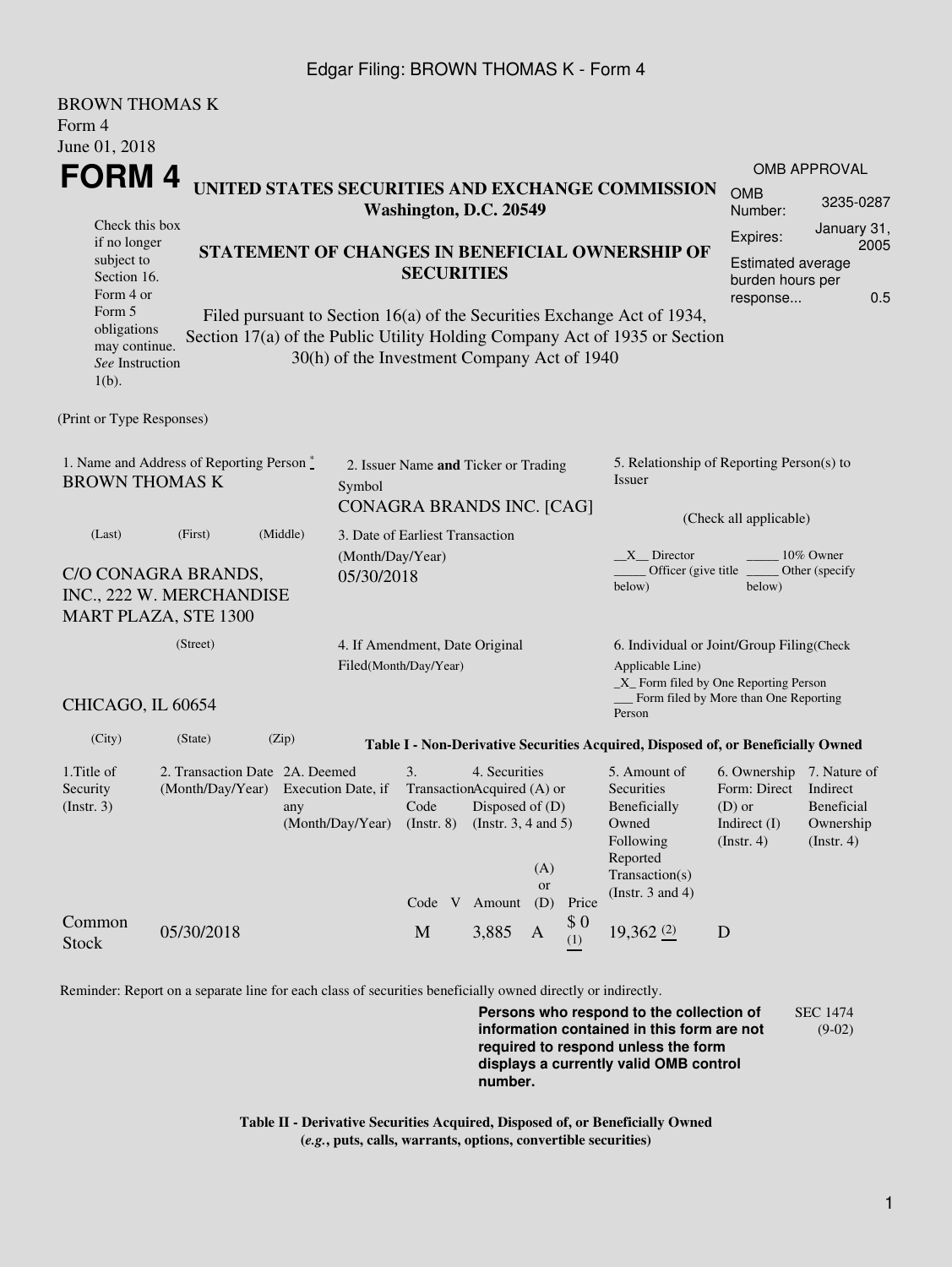Edgar Filing: BROWN THOMAS K - Form 4

BROWN THOMAS K
Form 4
June 01, 2018

# FORM 4

## UNITED STATES SECURITIES AND EXCHANGE COMMISSION
**Washington, D.C. 20549**

OMB APPROVAL

| | |
|---|---|
| OMB Number: | 3235-0287 |
| Expires: | January 31, 2005 |
| Estimated average burden hours per response... | 0.5 |

Check this box if no longer subject to Section 16. Form 4 or Form 5 obligations may continue. *See* Instruction 1(b).

## STATEMENT OF CHANGES IN BENEFICIAL OWNERSHIP OF SECURITIES

Filed pursuant to Section 16(a) of the Securities Exchange Act of 1934, Section 17(a) of the Public Utility Holding Company Act of 1935 or Section 30(h) of the Investment Company Act of 1940

(Print or Type Responses)

1. Name and Address of Reporting Person *
BROWN THOMAS K

(Last) (First) (Middle)

C/O CONAGRA BRANDS, INC., 222 W. MERCHANDISE MART PLAZA, STE 1300

(Street)

CHICAGO, IL 60654

(City) (State) (Zip)

2. Issuer Name **and** Ticker or Trading Symbol
CONAGRA BRANDS INC. [CAG]

3. Date of Earliest Transaction (Month/Day/Year)
05/30/2018

4. If Amendment, Date Original Filed(Month/Day/Year)

5. Relationship of Reporting Person(s) to Issuer

(Check all applicable)

\_\_X\_\_ Director \_\_\_\_\_ 10% Owner
\_\_\_\_\_ Officer (give title below) \_\_\_\_\_ Other (specify below)

6. Individual or Joint/Group Filing(Check Applicable Line)
\_X\_ Form filed by One Reporting Person
\_\_\_ Form filed by More than One Reporting Person

**Table I - Non-Derivative Securities Acquired, Disposed of, or Beneficially Owned**

| 1.Title of Security (Instr. 3) | 2. Transaction Date (Month/Day/Year) | 2A. Deemed Execution Date, if any (Month/Day/Year) | 3. Transaction Code (Instr. 8) | | 4. Securities Acquired (A) or Disposed of (D) (Instr. 3, 4 and 5) | | | 5. Amount of Securities Beneficially Owned Following Reported Transaction(s) (Instr. 3 and 4) | 6. Ownership Form: Direct (D) or Indirect (I) (Instr. 4) | 7. Nature of Indirect Beneficial Ownership (Instr. 4) |
|---|---|---|---|---|---|---|---|---|---|---|
| | | | Code | V | Amount | (A) or (D) | Price | | | |
| Common Stock | 05/30/2018 | | M | | 3,885 | A | $ 0 (1) | 19,362 (2) | D | |

Reminder: Report on a separate line for each class of securities beneficially owned directly or indirectly.

**Persons who respond to the collection of information contained in this form are not required to respond unless the form displays a currently valid OMB control number.**

SEC 1474 (9-02)

**Table II - Derivative Securities Acquired, Disposed of, or Beneficially Owned (*e.g.*, puts, calls, warrants, options, convertible securities)**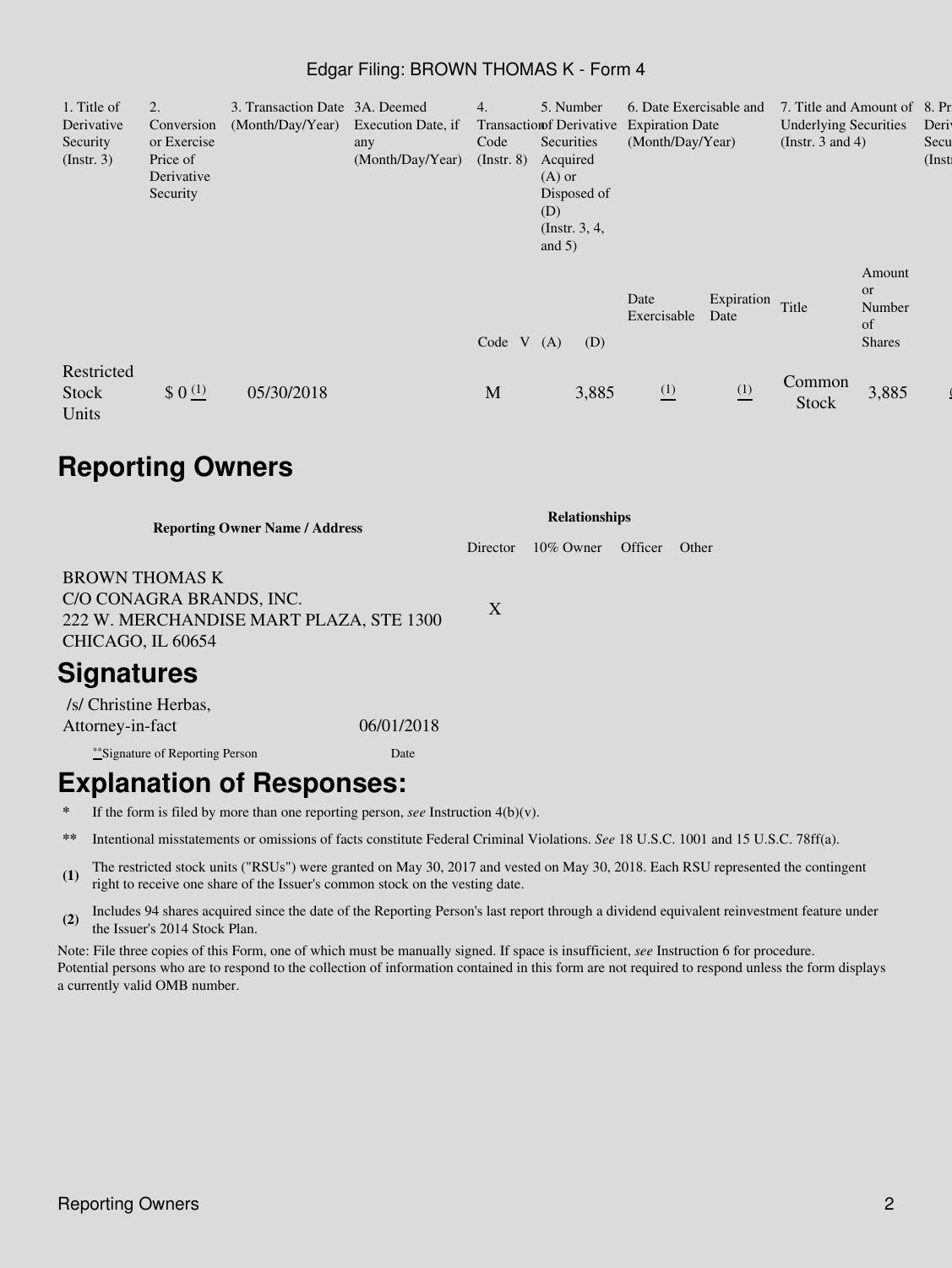| 1. Title of Derivative Security (Instr. 3) | 2. Conversion or Exercise Price of Derivative Security | 3. Transaction Date (Month/Day/Year) | 3A. Deemed Execution Date, if any (Month/Day/Year) | 4. Transaction Code (Instr. 8) | | 5. Number of Derivative Securities Acquired (A) or Disposed of (D) (Instr. 3, 4, and 5) | | 6. Date Exercisable and Expiration Date (Month/Day/Year) | | 7. Title and Amount of Underlying Securities (Instr. 3 and 4) | | 8. Pr Deri Secu (Instr |
|---|---|---|---|---|---|---|---|---|---|---|---|---|
| | | | | Code | V | (A) | (D) | Date Exercisable | Expiration Date | Title | Amount or Number of Shares | |
| Restricted Stock Units | $ 0 (1) | 05/30/2018 | | M | | | 3,885 | (1) | (1) | Common Stock | 3,885 | |

# Reporting Owners

| Reporting Owner Name / Address | Relationships | | | |
|---|---|---|---|---|
| | Director | 10% Owner | Officer | Other |
| BROWN THOMAS K<br>C/O CONAGRA BRANDS, INC.<br>222 W. MERCHANDISE MART PLAZA, STE 1300<br>CHICAGO, IL 60654 | X | | | |

# Signatures

| | |
|---|---|
| /s/ Christine Herbas, Attorney-in-fact | 06/01/2018 |
| **Signature of Reporting Person | Date |

# Explanation of Responses:

\* If the form is filed by more than one reporting person, *see* Instruction 4(b)(v).

\*\* Intentional misstatements or omissions of facts constitute Federal Criminal Violations. *See* 18 U.S.C. 1001 and 15 U.S.C. 78ff(a).

**(1)** The restricted stock units ("RSUs") were granted on May 30, 2017 and vested on May 30, 2018. Each RSU represented the contingent right to receive one share of the Issuer's common stock on the vesting date.

**(2)** Includes 94 shares acquired since the date of the Reporting Person's last report through a dividend equivalent reinvestment feature under the Issuer's 2014 Stock Plan.

Note: File three copies of this Form, one of which must be manually signed. If space is insufficient, *see* Instruction 6 for procedure.
Potential persons who are to respond to the collection of information contained in this form are not required to respond unless the form displays a currently valid OMB number.